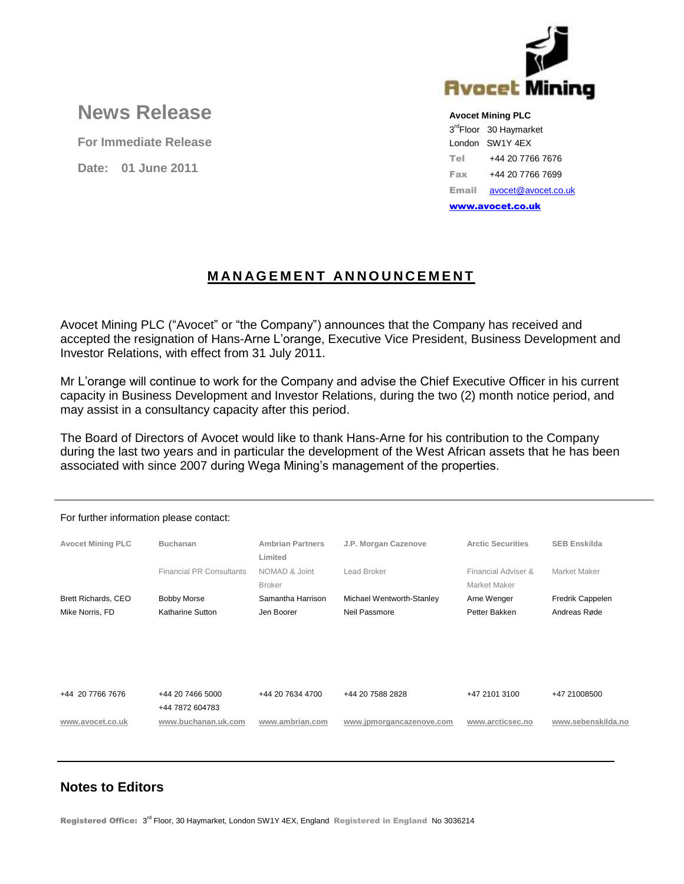# News Release

**For Immediate Release**

**Date: 01 June 2011**

**Avocet Mining PLC**
3rd Floor 30 Haymarket
London SW1Y 4EX
**Tel** +44 20 7766 7676
**Fax** +44 20 7766 7699
**Email** avocet@avocet.co.uk
**www.avocet.co.uk**

## MANAGEMENT ANNOUNCEMENT

Avocet Mining PLC ("Avocet" or "the Company") announces that the Company has received and accepted the resignation of Hans-Arne L'orange, Executive Vice President, Business Development and Investor Relations, with effect from 31 July 2011.

Mr L'orange will continue to work for the Company and advise the Chief Executive Officer in his current capacity in Business Development and Investor Relations, during the two (2) month notice period, and may assist in a consultancy capacity after this period.

The Board of Directors of Avocet would like to thank Hans-Arne for his contribution to the Company during the last two years and in particular the development of the West African assets that he has been associated with since 2007 during Wega Mining's management of the properties.

For further information please contact:

| Avocet Mining PLC | Buchanan | Ambrian Partners Limited | J.P. Morgan Cazenove | Arctic Securities | SEB Enskilda |
|---|---|---|---|---|---|
| | Financial PR Consultants | NOMAD & Joint Broker | Lead Broker | Financial Adviser & Market Maker | Market Maker |
| Brett Richards, CEO | Bobby Morse | Samantha Harrison | Michael Wentworth-Stanley | Arne Wenger | Fredrik Cappelen |
| Mike Norris, FD | Katharine Sutton | Jen Boorer | Neil Passmore | Petter Bakken | Andreas Røde |
| +44 20 7766 7676 | +44 20 7466 5000<br>+44 7872 604783 | +44 20 7634 4700 | +44 20 7588 2828 | +47 2101 3100 | +47 21008500 |
| www.avocet.co.uk | www.buchanan.uk.com | www.ambrian.com | www.jpmorgancazenove.com | www.arcticsec.no | www.sebenskilda.no |

## Notes to Editors

**Registered Office:** 3rd Floor, 30 Haymarket, London SW1Y 4EX, England **Registered in England** No 3036214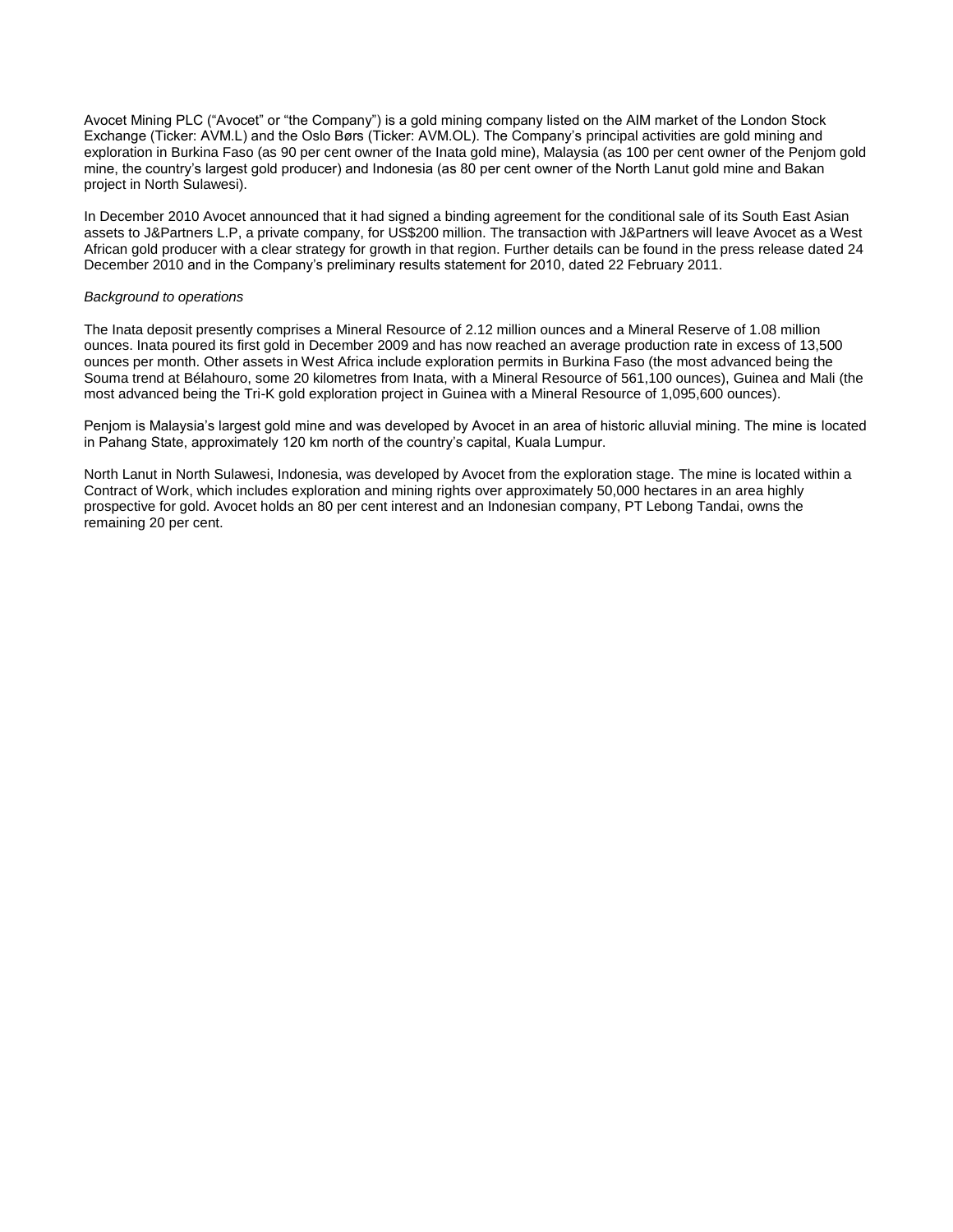Avocet Mining PLC ("Avocet" or "the Company") is a gold mining company listed on the AIM market of the London Stock Exchange (Ticker: AVM.L) and the Oslo Børs (Ticker: AVM.OL). The Company's principal activities are gold mining and exploration in Burkina Faso (as 90 per cent owner of the Inata gold mine), Malaysia (as 100 per cent owner of the Penjom gold mine, the country's largest gold producer) and Indonesia (as 80 per cent owner of the North Lanut gold mine and Bakan project in North Sulawesi).

In December 2010 Avocet announced that it had signed a binding agreement for the conditional sale of its South East Asian assets to J&Partners L.P, a private company, for US$200 million. The transaction with J&Partners will leave Avocet as a West African gold producer with a clear strategy for growth in that region. Further details can be found in the press release dated 24 December 2010 and in the Company's preliminary results statement for 2010, dated 22 February 2011.

*Background to operations*

The Inata deposit presently comprises a Mineral Resource of 2.12 million ounces and a Mineral Reserve of 1.08 million ounces. Inata poured its first gold in December 2009 and has now reached an average production rate in excess of 13,500 ounces per month. Other assets in West Africa include exploration permits in Burkina Faso (the most advanced being the Souma trend at Bélahouro, some 20 kilometres from Inata, with a Mineral Resource of 561,100 ounces), Guinea and Mali (the most advanced being the Tri-K gold exploration project in Guinea with a Mineral Resource of 1,095,600 ounces).

Penjom is Malaysia's largest gold mine and was developed by Avocet in an area of historic alluvial mining. The mine is located in Pahang State, approximately 120 km north of the country's capital, Kuala Lumpur.

North Lanut in North Sulawesi, Indonesia, was developed by Avocet from the exploration stage. The mine is located within a Contract of Work, which includes exploration and mining rights over approximately 50,000 hectares in an area highly prospective for gold. Avocet holds an 80 per cent interest and an Indonesian company, PT Lebong Tandai, owns the remaining 20 per cent.